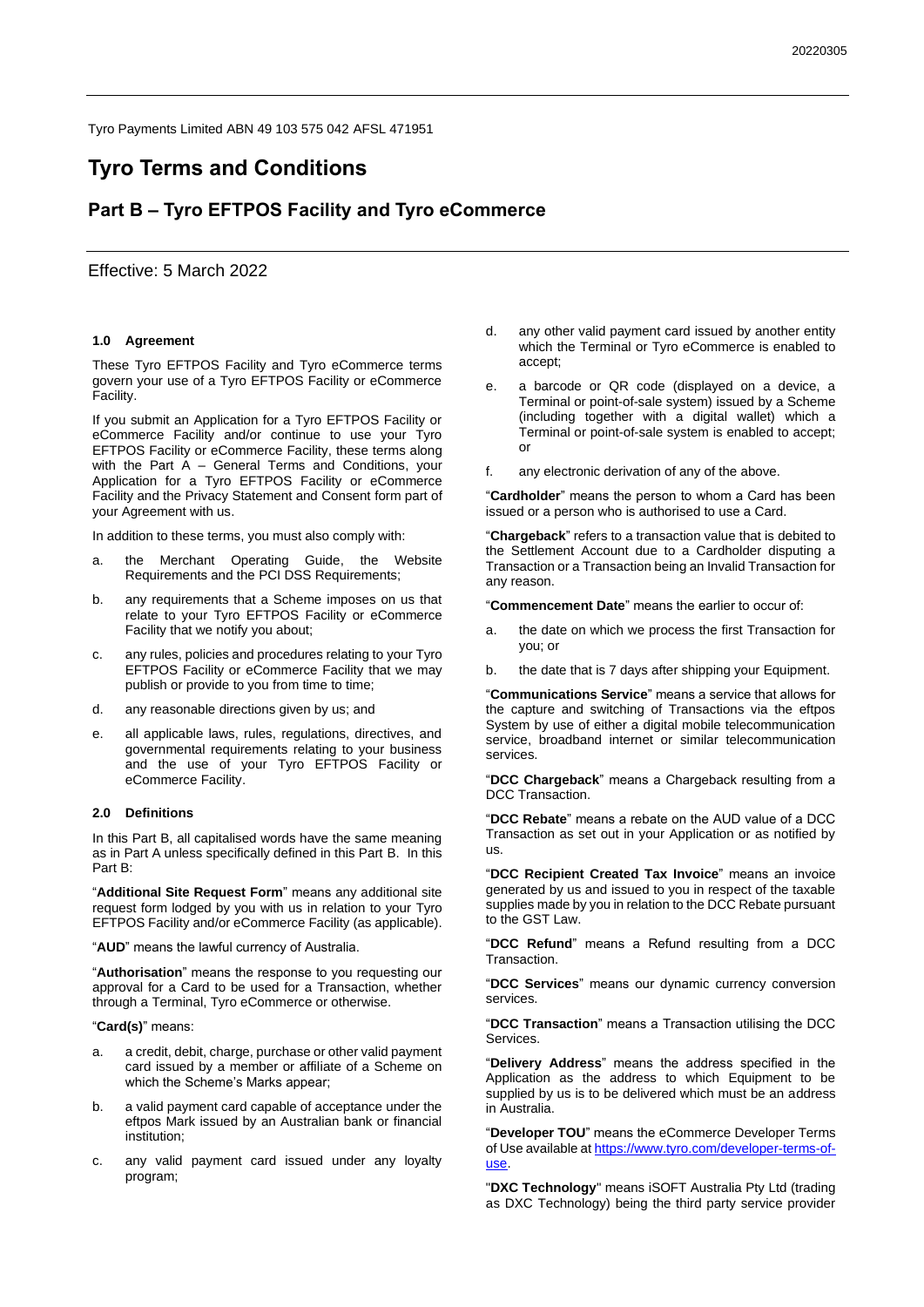Tyro Payments Limited ABN 49 103 575 042 AFSL 471951

# Tyro Terms and Conditions

## Part B – Tyro EFTPOS Facility and Tyro eCommerce

Effective: 5 March 2022

### 1.0 Agreement

These Tyro EFTPOS Facility and Tyro eCommerce terms govern your use of a Tyro EFTPOS Facility or eCommerce Facility.

If you submit an Application for a Tyro EFTPOS Facility or eCommerce Facility and/or continue to use your Tyro EFTPOS Facility or eCommerce Facility, these terms along with the Part A – General Terms and Conditions, your Application for a Tyro EFTPOS Facility or eCommerce Facility and the Privacy Statement and Consent form part of your Agreement with us.

In addition to these terms, you must also comply with:

a. the Merchant Operating Guide, the Website Requirements and the PCI DSS Requirements;

b. any requirements that a Scheme imposes on us that relate to your Tyro EFTPOS Facility or eCommerce Facility that we notify you about;

c. any rules, policies and procedures relating to your Tyro EFTPOS Facility or eCommerce Facility that we may publish or provide to you from time to time;

d. any reasonable directions given by us; and

e. all applicable laws, rules, regulations, directives, and governmental requirements relating to your business and the use of your Tyro EFTPOS Facility or eCommerce Facility.

### 2.0 Definitions

In this Part B, all capitalised words have the same meaning as in Part A unless specifically defined in this Part B. In this Part B:

"**Additional Site Request Form**" means any additional site request form lodged by you with us in relation to your Tyro EFTPOS Facility and/or eCommerce Facility (as applicable).

"**AUD**" means the lawful currency of Australia.

"**Authorisation**" means the response to you requesting our approval for a Card to be used for a Transaction, whether through a Terminal, Tyro eCommerce or otherwise.

"**Card(s)**" means:

a. a credit, debit, charge, purchase or other valid payment card issued by a member or affiliate of a Scheme on which the Scheme's Marks appear;

b. a valid payment card capable of acceptance under the eftpos Mark issued by an Australian bank or financial institution;

c. any valid payment card issued under any loyalty program;

d. any other valid payment card issued by another entity which the Terminal or Tyro eCommerce is enabled to accept;

e. a barcode or QR code (displayed on a device, a Terminal or point-of-sale system) issued by a Scheme (including together with a digital wallet) which a Terminal or point-of-sale system is enabled to accept; or

f. any electronic derivation of any of the above.

"**Cardholder**" means the person to whom a Card has been issued or a person who is authorised to use a Card.

"**Chargeback**" refers to a transaction value that is debited to the Settlement Account due to a Cardholder disputing a Transaction or a Transaction being an Invalid Transaction for any reason.

"**Commencement Date**" means the earlier to occur of:

a. the date on which we process the first Transaction for you; or

b. the date that is 7 days after shipping your Equipment.

"**Communications Service**" means a service that allows for the capture and switching of Transactions via the eftpos System by use of either a digital mobile telecommunication service, broadband internet or similar telecommunication services.

"**DCC Chargeback**" means a Chargeback resulting from a DCC Transaction.

"**DCC Rebate**" means a rebate on the AUD value of a DCC Transaction as set out in your Application or as notified by us.

"**DCC Recipient Created Tax Invoice**" means an invoice generated by us and issued to you in respect of the taxable supplies made by you in relation to the DCC Rebate pursuant to the GST Law.

"**DCC Refund**" means a Refund resulting from a DCC Transaction.

"**DCC Services**" means our dynamic currency conversion services.

"**DCC Transaction**" means a Transaction utilising the DCC Services.

"**Delivery Address**" means the address specified in the Application as the address to which Equipment to be supplied by us is to be delivered which must be an address in Australia.

"**Developer TOU**" means the eCommerce Developer Terms of Use available at https://www.tyro.com/developer-terms-of-use.

"**DXC Technology**" means iSOFT Australia Pty Ltd (trading as DXC Technology) being the third party service provider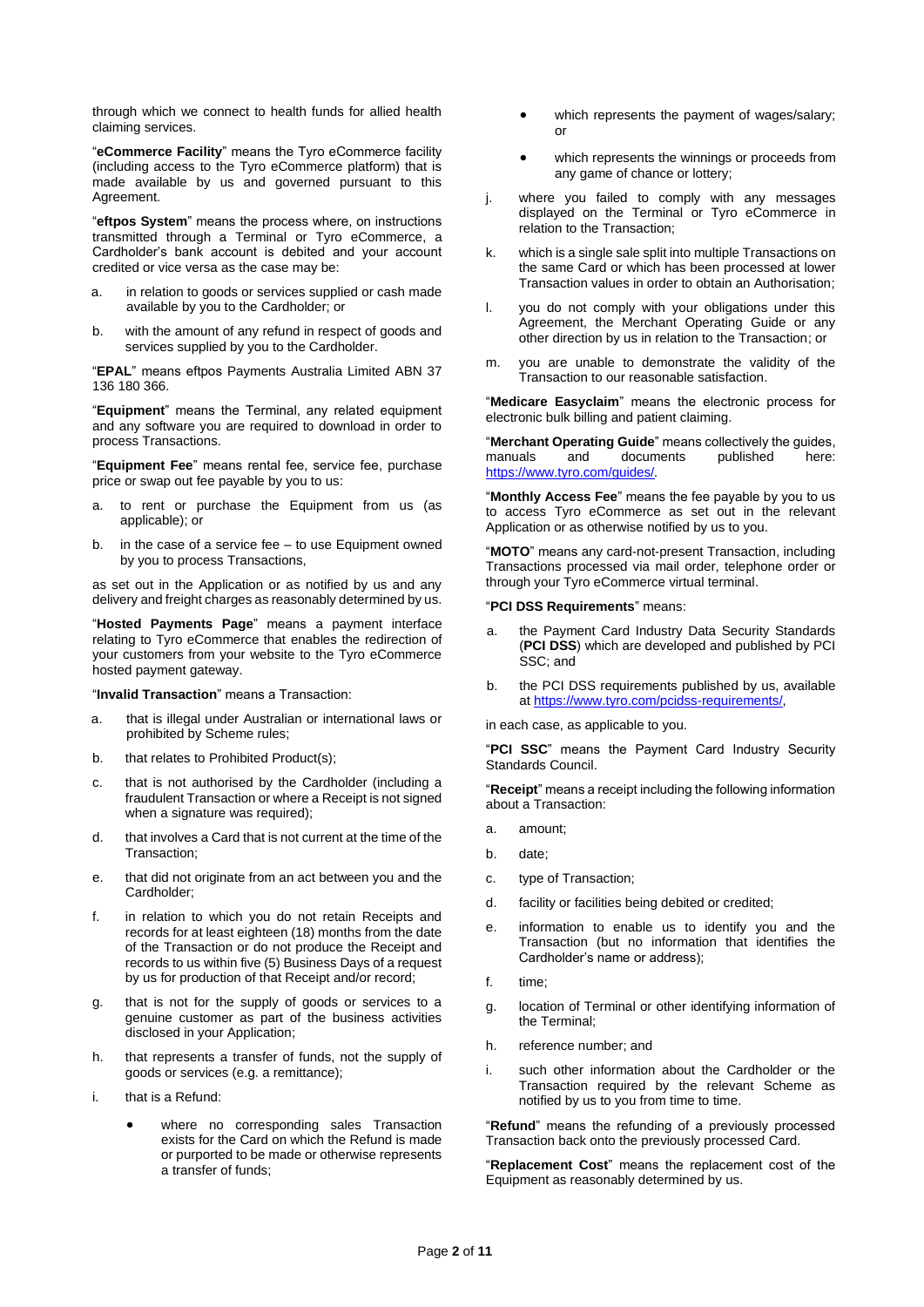through which we connect to health funds for allied health claiming services.

"**eCommerce Facility**" means the Tyro eCommerce facility (including access to the Tyro eCommerce platform) that is made available by us and governed pursuant to this Agreement.

"**eftpos System**" means the process where, on instructions transmitted through a Terminal or Tyro eCommerce, a Cardholder's bank account is debited and your account credited or vice versa as the case may be:

a. in relation to goods or services supplied or cash made available by you to the Cardholder; or

b. with the amount of any refund in respect of goods and services supplied by you to the Cardholder.

"**EPAL**" means eftpos Payments Australia Limited ABN 37 136 180 366.

"**Equipment**" means the Terminal, any related equipment and any software you are required to download in order to process Transactions.

"**Equipment Fee**" means rental fee, service fee, purchase price or swap out fee payable by you to us:

a. to rent or purchase the Equipment from us (as applicable); or

b. in the case of a service fee – to use Equipment owned by you to process Transactions,

as set out in the Application or as notified by us and any delivery and freight charges as reasonably determined by us.

"**Hosted Payments Page**" means a payment interface relating to Tyro eCommerce that enables the redirection of your customers from your website to the Tyro eCommerce hosted payment gateway.

"**Invalid Transaction**" means a Transaction:

a. that is illegal under Australian or international laws or prohibited by Scheme rules;

b. that relates to Prohibited Product(s);

c. that is not authorised by the Cardholder (including a fraudulent Transaction or where a Receipt is not signed when a signature was required);

d. that involves a Card that is not current at the time of the Transaction;

e. that did not originate from an act between you and the Cardholder;

f. in relation to which you do not retain Receipts and records for at least eighteen (18) months from the date of the Transaction or do not produce the Receipt and records to us within five (5) Business Days of a request by us for production of that Receipt and/or record;

g. that is not for the supply of goods or services to a genuine customer as part of the business activities disclosed in your Application;

h. that represents a transfer of funds, not the supply of goods or services (e.g. a remittance);

i. that is a Refund:

   - where no corresponding sales Transaction exists for the Card on which the Refund is made or purported to be made or otherwise represents a transfer of funds;
   - which represents the payment of wages/salary; or
   - which represents the winnings or proceeds from any game of chance or lottery;

j. where you failed to comply with any messages displayed on the Terminal or Tyro eCommerce in relation to the Transaction;

k. which is a single sale split into multiple Transactions on the same Card or which has been processed at lower Transaction values in order to obtain an Authorisation;

l. you do not comply with your obligations under this Agreement, the Merchant Operating Guide or any other direction by us in relation to the Transaction; or

m. you are unable to demonstrate the validity of the Transaction to our reasonable satisfaction.

"**Medicare Easyclaim**" means the electronic process for electronic bulk billing and patient claiming.

"**Merchant Operating Guide**" means collectively the guides, manuals and documents published here: https://www.tyro.com/guides/.

"**Monthly Access Fee**" means the fee payable by you to us to access Tyro eCommerce as set out in the relevant Application or as otherwise notified by us to you.

"**MOTO**" means any card-not-present Transaction, including Transactions processed via mail order, telephone order or through your Tyro eCommerce virtual terminal.

"**PCI DSS Requirements**" means:

a. the Payment Card Industry Data Security Standards (**PCI DSS**) which are developed and published by PCI SSC; and

b. the PCI DSS requirements published by us, available at https://www.tyro.com/pcidss-requirements/,

in each case, as applicable to you.

"**PCI SSC**" means the Payment Card Industry Security Standards Council.

"**Receipt**" means a receipt including the following information about a Transaction:

a. amount;

b. date;

c. type of Transaction;

d. facility or facilities being debited or credited;

e. information to enable us to identify you and the Transaction (but no information that identifies the Cardholder's name or address);

f. time;

g. location of Terminal or other identifying information of the Terminal;

h. reference number; and

i. such other information about the Cardholder or the Transaction required by the relevant Scheme as notified by us to you from time to time.

"**Refund**" means the refunding of a previously processed Transaction back onto the previously processed Card.

"**Replacement Cost**" means the replacement cost of the Equipment as reasonably determined by us.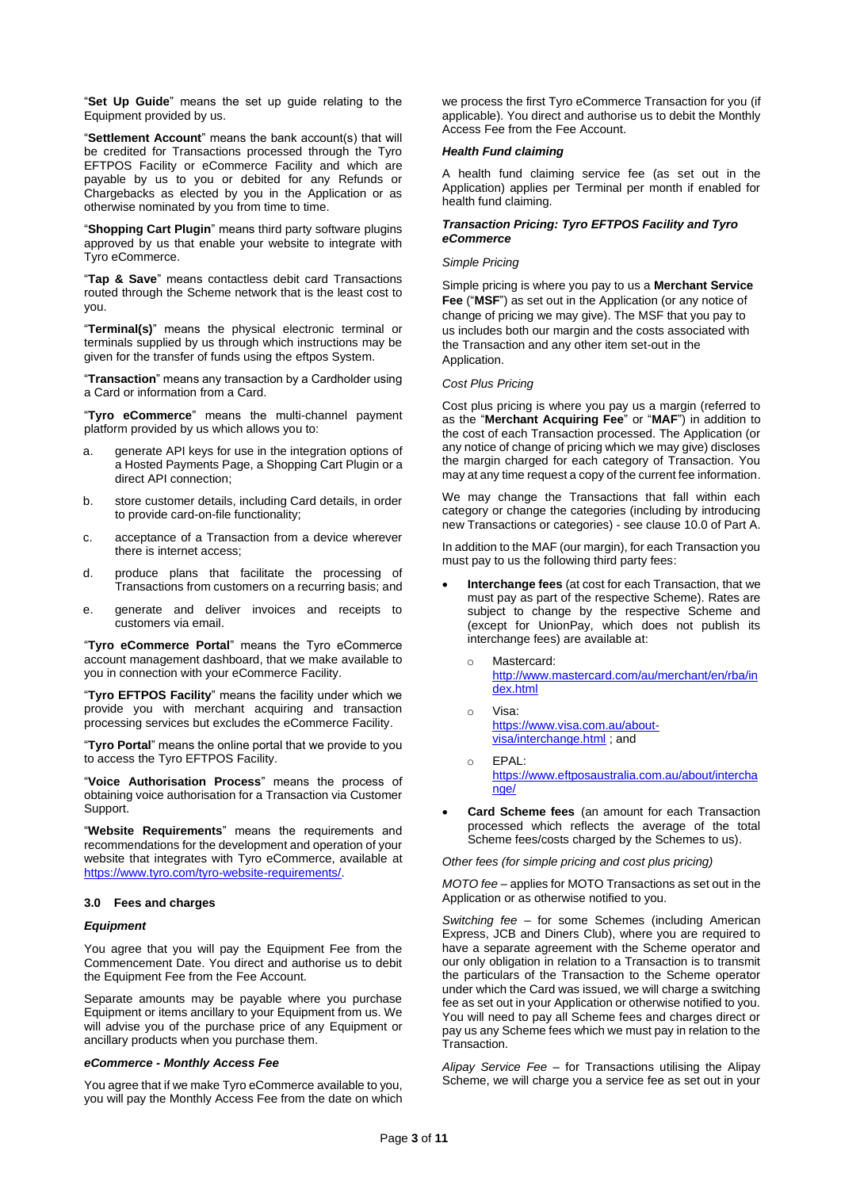"**Set Up Guide**" means the set up guide relating to the Equipment provided by us.

"**Settlement Account**" means the bank account(s) that will be credited for Transactions processed through the Tyro EFTPOS Facility or eCommerce Facility and which are payable by us to you or debited for any Refunds or Chargebacks as elected by you in the Application or as otherwise nominated by you from time to time.

"**Shopping Cart Plugin**" means third party software plugins approved by us that enable your website to integrate with Tyro eCommerce.

"**Tap & Save**" means contactless debit card Transactions routed through the Scheme network that is the least cost to you.

"**Terminal(s)**" means the physical electronic terminal or terminals supplied by us through which instructions may be given for the transfer of funds using the eftpos System.

"**Transaction**" means any transaction by a Cardholder using a Card or information from a Card.

"**Tyro eCommerce**" means the multi-channel payment platform provided by us which allows you to:

a. generate API keys for use in the integration options of a Hosted Payments Page, a Shopping Cart Plugin or a direct API connection;
b. store customer details, including Card details, in order to provide card-on-file functionality;
c. acceptance of a Transaction from a device wherever there is internet access;
d. produce plans that facilitate the processing of Transactions from customers on a recurring basis; and
e. generate and deliver invoices and receipts to customers via email.

"**Tyro eCommerce Portal**" means the Tyro eCommerce account management dashboard, that we make available to you in connection with your eCommerce Facility.

"**Tyro EFTPOS Facility**" means the facility under which we provide you with merchant acquiring and transaction processing services but excludes the eCommerce Facility.

"**Tyro Portal**" means the online portal that we provide to you to access the Tyro EFTPOS Facility.

"**Voice Authorisation Process**" means the process of obtaining voice authorisation for a Transaction via Customer Support.

"**Website Requirements**" means the requirements and recommendations for the development and operation of your website that integrates with Tyro eCommerce, available at https://www.tyro.com/tyro-website-requirements/.

### 3.0 Fees and charges

***Equipment***

You agree that you will pay the Equipment Fee from the Commencement Date. You direct and authorise us to debit the Equipment Fee from the Fee Account.

Separate amounts may be payable where you purchase Equipment or items ancillary to your Equipment from us. We will advise you of the purchase price of any Equipment or ancillary products when you purchase them.

***eCommerce - Monthly Access Fee***

You agree that if we make Tyro eCommerce available to you, you will pay the Monthly Access Fee from the date on which we process the first Tyro eCommerce Transaction for you (if applicable). You direct and authorise us to debit the Monthly Access Fee from the Fee Account.

***Health Fund claiming***

A health fund claiming service fee (as set out in the Application) applies per Terminal per month if enabled for health fund claiming.

***Transaction Pricing: Tyro EFTPOS Facility and Tyro eCommerce***

*Simple Pricing*

Simple pricing is where you pay to us a **Merchant Service Fee** ("**MSF**") as set out in the Application (or any notice of change of pricing we may give). The MSF that you pay to us includes both our margin and the costs associated with the Transaction and any other item set-out in the Application.

*Cost Plus Pricing*

Cost plus pricing is where you pay us a margin (referred to as the "**Merchant Acquiring Fee**" or "**MAF**") in addition to the cost of each Transaction processed. The Application (or any notice of change of pricing which we may give) discloses the margin charged for each category of Transaction. You may at any time request a copy of the current fee information.

We may change the Transactions that fall within each category or change the categories (including by introducing new Transactions or categories) - see clause 10.0 of Part A.

In addition to the MAF (our margin), for each Transaction you must pay to us the following third party fees:

- **Interchange fees** (at cost for each Transaction, that we must pay as part of the respective Scheme). Rates are subject to change by the respective Scheme and (except for UnionPay, which does not publish its interchange fees) are available at:
  - Mastercard: http://www.mastercard.com/au/merchant/en/rba/index.html
  - Visa: https://www.visa.com.au/about-visa/interchange.html ; and
  - EPAL: https://www.eftposaustralia.com.au/about/interchange/
- **Card Scheme fees** (an amount for each Transaction processed which reflects the average of the total Scheme fees/costs charged by the Schemes to us).

*Other fees (for simple pricing and cost plus pricing)*

*MOTO fee* – applies for MOTO Transactions as set out in the Application or as otherwise notified to you.

*Switching fee* – for some Schemes (including American Express, JCB and Diners Club), where you are required to have a separate agreement with the Scheme operator and our only obligation in relation to a Transaction is to transmit the particulars of the Transaction to the Scheme operator under which the Card was issued, we will charge a switching fee as set out in your Application or otherwise notified to you. You will need to pay all Scheme fees and charges direct or pay us any Scheme fees which we must pay in relation to the Transaction.

*Alipay Service Fee* – for Transactions utilising the Alipay Scheme, we will charge you a service fee as set out in your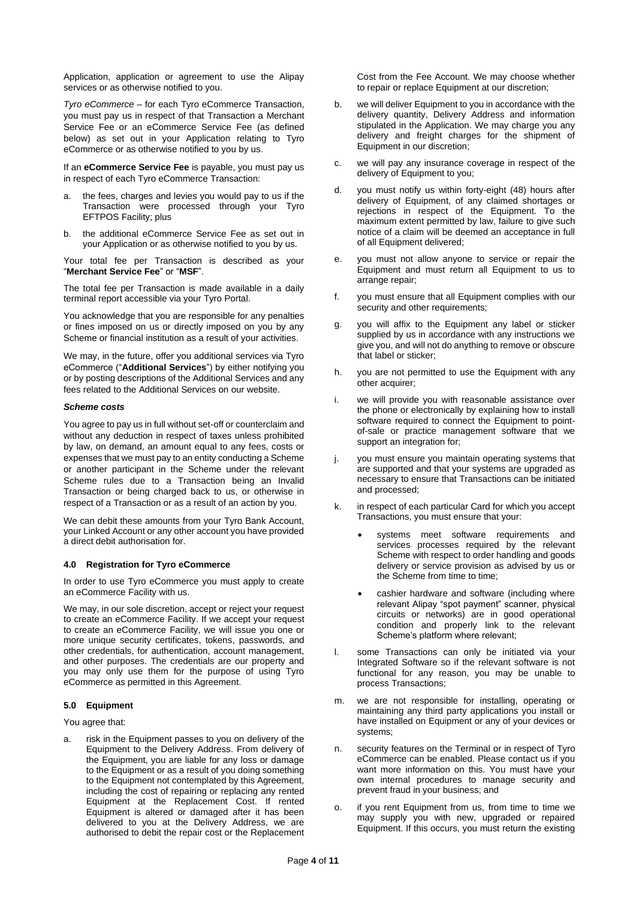Application, application or agreement to use the Alipay services or as otherwise notified to you.

*Tyro eCommerce* – for each Tyro eCommerce Transaction, you must pay us in respect of that Transaction a Merchant Service Fee or an eCommerce Service Fee (as defined below) as set out in your Application relating to Tyro eCommerce or as otherwise notified to you by us.

If an **eCommerce Service Fee** is payable, you must pay us in respect of each Tyro eCommerce Transaction:

a. the fees, charges and levies you would pay to us if the Transaction were processed through your Tyro EFTPOS Facility; plus

b. the additional eCommerce Service Fee as set out in your Application or as otherwise notified to you by us.

Your total fee per Transaction is described as your "**Merchant Service Fee**" or "**MSF**".

The total fee per Transaction is made available in a daily terminal report accessible via your Tyro Portal.

You acknowledge that you are responsible for any penalties or fines imposed on us or directly imposed on you by any Scheme or financial institution as a result of your activities.

We may, in the future, offer you additional services via Tyro eCommerce ("**Additional Services**") by either notifying you or by posting descriptions of the Additional Services and any fees related to the Additional Services on our website.

***Scheme costs***

You agree to pay us in full without set-off or counterclaim and without any deduction in respect of taxes unless prohibited by law, on demand, an amount equal to any fees, costs or expenses that we must pay to an entity conducting a Scheme or another participant in the Scheme under the relevant Scheme rules due to a Transaction being an Invalid Transaction or being charged back to us, or otherwise in respect of a Transaction or as a result of an action by you.

We can debit these amounts from your Tyro Bank Account, your Linked Account or any other account you have provided a direct debit authorisation for.

#### 4.0 Registration for Tyro eCommerce

In order to use Tyro eCommerce you must apply to create an eCommerce Facility with us.

We may, in our sole discretion, accept or reject your request to create an eCommerce Facility. If we accept your request to create an eCommerce Facility, we will issue you one or more unique security certificates, tokens, passwords, and other credentials, for authentication, account management, and other purposes. The credentials are our property and you may only use them for the purpose of using Tyro eCommerce as permitted in this Agreement.

#### 5.0 Equipment

You agree that:

a. risk in the Equipment passes to you on delivery of the Equipment to the Delivery Address. From delivery of the Equipment, you are liable for any loss or damage to the Equipment or as a result of you doing something to the Equipment not contemplated by this Agreement, including the cost of repairing or replacing any rented Equipment at the Replacement Cost. If rented Equipment is altered or damaged after it has been delivered to you at the Delivery Address, we are authorised to debit the repair cost or the Replacement Cost from the Fee Account. We may choose whether to repair or replace Equipment at our discretion;

b. we will deliver Equipment to you in accordance with the delivery quantity, Delivery Address and information stipulated in the Application. We may charge you any delivery and freight charges for the shipment of Equipment in our discretion;

c. we will pay any insurance coverage in respect of the delivery of Equipment to you;

d. you must notify us within forty-eight (48) hours after delivery of Equipment, of any claimed shortages or rejections in respect of the Equipment. To the maximum extent permitted by law, failure to give such notice of a claim will be deemed an acceptance in full of all Equipment delivered;

e. you must not allow anyone to service or repair the Equipment and must return all Equipment to us to arrange repair;

f. you must ensure that all Equipment complies with our security and other requirements;

g. you will affix to the Equipment any label or sticker supplied by us in accordance with any instructions we give you, and will not do anything to remove or obscure that label or sticker;

h. you are not permitted to use the Equipment with any other acquirer;

i. we will provide you with reasonable assistance over the phone or electronically by explaining how to install software required to connect the Equipment to point-of-sale or practice management software that we support an integration for;

j. you must ensure you maintain operating systems that are supported and that your systems are upgraded as necessary to ensure that Transactions can be initiated and processed;

k. in respect of each particular Card for which you accept Transactions, you must ensure that your:
   - systems meet software requirements and services processes required by the relevant Scheme with respect to order handling and goods delivery or service provision as advised by us or the Scheme from time to time;
   - cashier hardware and software (including where relevant Alipay "spot payment" scanner, physical circuits or networks) are in good operational condition and properly link to the relevant Scheme's platform where relevant;

l. some Transactions can only be initiated via your Integrated Software so if the relevant software is not functional for any reason, you may be unable to process Transactions;

m. we are not responsible for installing, operating or maintaining any third party applications you install or have installed on Equipment or any of your devices or systems;

n. security features on the Terminal or in respect of Tyro eCommerce can be enabled. Please contact us if you want more information on this. You must have your own internal procedures to manage security and prevent fraud in your business; and

o. if you rent Equipment from us, from time to time we may supply you with new, upgraded or repaired Equipment. If this occurs, you must return the existing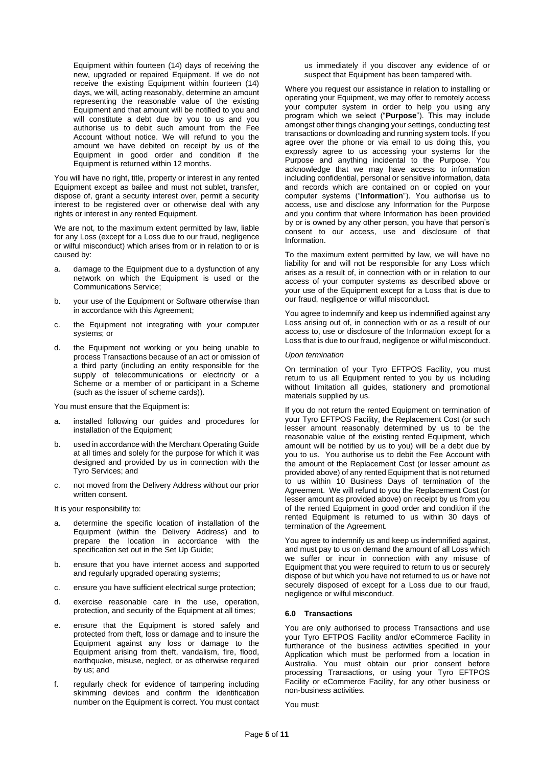Equipment within fourteen (14) days of receiving the new, upgraded or repaired Equipment. If we do not receive the existing Equipment within fourteen (14) days, we will, acting reasonably, determine an amount representing the reasonable value of the existing Equipment and that amount will be notified to you and will constitute a debt due by you to us and you authorise us to debit such amount from the Fee Account without notice. We will refund to you the amount we have debited on receipt by us of the Equipment in good order and condition if the Equipment is returned within 12 months.

You will have no right, title, property or interest in any rented Equipment except as bailee and must not sublet, transfer, dispose of, grant a security interest over, permit a security interest to be registered over or otherwise deal with any rights or interest in any rented Equipment.

We are not, to the maximum extent permitted by law, liable for any Loss (except for a Loss due to our fraud, negligence or wilful misconduct) which arises from or in relation to or is caused by:

a. damage to the Equipment due to a dysfunction of any network on which the Equipment is used or the Communications Service;

b. your use of the Equipment or Software otherwise than in accordance with this Agreement;

c. the Equipment not integrating with your computer systems; or

d. the Equipment not working or you being unable to process Transactions because of an act or omission of a third party (including an entity responsible for the supply of telecommunications or electricity or a Scheme or a member of or participant in a Scheme (such as the issuer of scheme cards)).

You must ensure that the Equipment is:

a. installed following our guides and procedures for installation of the Equipment;

b. used in accordance with the Merchant Operating Guide at all times and solely for the purpose for which it was designed and provided by us in connection with the Tyro Services; and

c. not moved from the Delivery Address without our prior written consent.

It is your responsibility to:

a. determine the specific location of installation of the Equipment (within the Delivery Address) and to prepare the location in accordance with the specification set out in the Set Up Guide;

b. ensure that you have internet access and supported and regularly upgraded operating systems;

c. ensure you have sufficient electrical surge protection;

d. exercise reasonable care in the use, operation, protection, and security of the Equipment at all times;

e. ensure that the Equipment is stored safely and protected from theft, loss or damage and to insure the Equipment against any loss or damage to the Equipment arising from theft, vandalism, fire, flood, earthquake, misuse, neglect, or as otherwise required by us; and

f. regularly check for evidence of tampering including skimming devices and confirm the identification number on the Equipment is correct. You must contact us immediately if you discover any evidence of or suspect that Equipment has been tampered with.

Where you request our assistance in relation to installing or operating your Equipment, we may offer to remotely access your computer system in order to help you using any program which we select ("**Purpose**"). This may include amongst other things changing your settings, conducting test transactions or downloading and running system tools. If you agree over the phone or via email to us doing this, you expressly agree to us accessing your systems for the Purpose and anything incidental to the Purpose. You acknowledge that we may have access to information including confidential, personal or sensitive information, data and records which are contained on or copied on your computer systems ("**Information**"). You authorise us to access, use and disclose any Information for the Purpose and you confirm that where Information has been provided by or is owned by any other person, you have that person's consent to our access, use and disclosure of that Information.

To the maximum extent permitted by law, we will have no liability for and will not be responsible for any Loss which arises as a result of, in connection with or in relation to our access of your computer systems as described above or your use of the Equipment except for a Loss that is due to our fraud, negligence or wilful misconduct.

You agree to indemnify and keep us indemnified against any Loss arising out of, in connection with or as a result of our access to, use or disclosure of the Information except for a Loss that is due to our fraud, negligence or wilful misconduct.

*Upon termination*

On termination of your Tyro EFTPOS Facility, you must return to us all Equipment rented to you by us including without limitation all guides, stationery and promotional materials supplied by us.

If you do not return the rented Equipment on termination of your Tyro EFTPOS Facility, the Replacement Cost (or such lesser amount reasonably determined by us to be the reasonable value of the existing rented Equipment, which amount will be notified by us to you) will be a debt due by you to us. You authorise us to debit the Fee Account with the amount of the Replacement Cost (or lesser amount as provided above) of any rented Equipment that is not returned to us within 10 Business Days of termination of the Agreement. We will refund to you the Replacement Cost (or lesser amount as provided above) on receipt by us from you of the rented Equipment in good order and condition if the rented Equipment is returned to us within 30 days of termination of the Agreement.

You agree to indemnify us and keep us indemnified against, and must pay to us on demand the amount of all Loss which we suffer or incur in connection with any misuse of Equipment that you were required to return to us or securely dispose of but which you have not returned to us or have not securely disposed of except for a Loss due to our fraud, negligence or wilful misconduct.

### 6.0 Transactions

You are only authorised to process Transactions and use your Tyro EFTPOS Facility and/or eCommerce Facility in furtherance of the business activities specified in your Application which must be performed from a location in Australia. You must obtain our prior consent before processing Transactions, or using your Tyro EFTPOS Facility or eCommerce Facility, for any other business or non-business activities.

You must: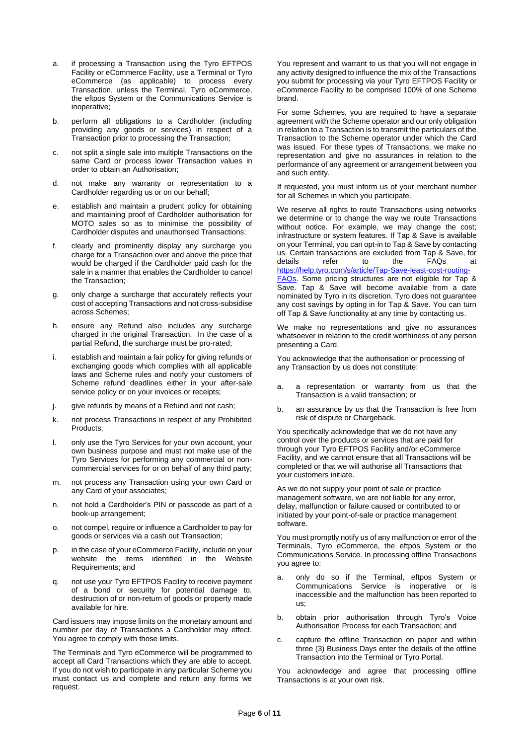a. if processing a Transaction using the Tyro EFTPOS Facility or eCommerce Facility, use a Terminal or Tyro eCommerce (as applicable) to process every Transaction, unless the Terminal, Tyro eCommerce, the eftpos System or the Communications Service is inoperative;

b. perform all obligations to a Cardholder (including providing any goods or services) in respect of a Transaction prior to processing the Transaction;

c. not split a single sale into multiple Transactions on the same Card or process lower Transaction values in order to obtain an Authorisation;

d. not make any warranty or representation to a Cardholder regarding us or on our behalf;

e. establish and maintain a prudent policy for obtaining and maintaining proof of Cardholder authorisation for MOTO sales so as to minimise the possibility of Cardholder disputes and unauthorised Transactions;

f. clearly and prominently display any surcharge you charge for a Transaction over and above the price that would be charged if the Cardholder paid cash for the sale in a manner that enables the Cardholder to cancel the Transaction;

g. only charge a surcharge that accurately reflects your cost of accepting Transactions and not cross-subsidise across Schemes;

h. ensure any Refund also includes any surcharge charged in the original Transaction. In the case of a partial Refund, the surcharge must be pro-rated;

i. establish and maintain a fair policy for giving refunds or exchanging goods which complies with all applicable laws and Scheme rules and notify your customers of Scheme refund deadlines either in your after-sale service policy or on your invoices or receipts;

j. give refunds by means of a Refund and not cash;

k. not process Transactions in respect of any Prohibited Products;

l. only use the Tyro Services for your own account, your own business purpose and must not make use of the Tyro Services for performing any commercial or non-commercial services for or on behalf of any third party;

m. not process any Transaction using your own Card or any Card of your associates;

n. not hold a Cardholder's PIN or passcode as part of a book-up arrangement;

o. not compel, require or influence a Cardholder to pay for goods or services via a cash out Transaction;

p. in the case of your eCommerce Facility, include on your website the items identified in the Website Requirements; and

q. not use your Tyro EFTPOS Facility to receive payment of a bond or security for potential damage to, destruction of or non-return of goods or property made available for hire.

Card issuers may impose limits on the monetary amount and number per day of Transactions a Cardholder may effect. You agree to comply with those limits.

The Terminals and Tyro eCommerce will be programmed to accept all Card Transactions which they are able to accept. If you do not wish to participate in any particular Scheme you must contact us and complete and return any forms we request.

You represent and warrant to us that you will not engage in any activity designed to influence the mix of the Transactions you submit for processing via your Tyro EFTPOS Facility or eCommerce Facility to be comprised 100% of one Scheme brand.

For some Schemes, you are required to have a separate agreement with the Scheme operator and our only obligation in relation to a Transaction is to transmit the particulars of the Transaction to the Scheme operator under which the Card was issued. For these types of Transactions, we make no representation and give no assurances in relation to the performance of any agreement or arrangement between you and such entity.

If requested, you must inform us of your merchant number for all Schemes in which you participate.

We reserve all rights to route Transactions using networks we determine or to change the way we route Transactions without notice. For example, we may change the cost; infrastructure or system features. If Tap & Save is available on your Terminal, you can opt-in to Tap & Save by contacting us. Certain transactions are excluded from Tap & Save, for details refer to the FAQs at [https://help.tyro.com/s/article/Tap-Save-least-cost-routing-FAQs](https://help.tyro.com/s/article/Tap-Save-least-cost-routing-FAQs). Some pricing structures are not eligible for Tap & Save. Tap & Save will become available from a date nominated by Tyro in its discretion. Tyro does not guarantee any cost savings by opting in for Tap & Save. You can turn off Tap & Save functionality at any time by contacting us.

We make no representations and give no assurances whatsoever in relation to the credit worthiness of any person presenting a Card.

You acknowledge that the authorisation or processing of any Transaction by us does not constitute:

a. a representation or warranty from us that the Transaction is a valid transaction; or

b. an assurance by us that the Transaction is free from risk of dispute or Chargeback.

You specifically acknowledge that we do not have any control over the products or services that are paid for through your Tyro EFTPOS Facility and/or eCommerce Facility, and we cannot ensure that all Transactions will be completed or that we will authorise all Transactions that your customers initiate.

As we do not supply your point of sale or practice management software, we are not liable for any error, delay, malfunction or failure caused or contributed to or initiated by your point-of-sale or practice management software.

You must promptly notify us of any malfunction or error of the Terminals, Tyro eCommerce, the eftpos System or the Communications Service. In processing offline Transactions you agree to:

a. only do so if the Terminal, eftpos System or Communications Service is inoperative or is inaccessible and the malfunction has been reported to us;

b. obtain prior authorisation through Tyro's Voice Authorisation Process for each Transaction; and

c. capture the offline Transaction on paper and within three (3) Business Days enter the details of the offline Transaction into the Terminal or Tyro Portal.

You acknowledge and agree that processing offline Transactions is at your own risk.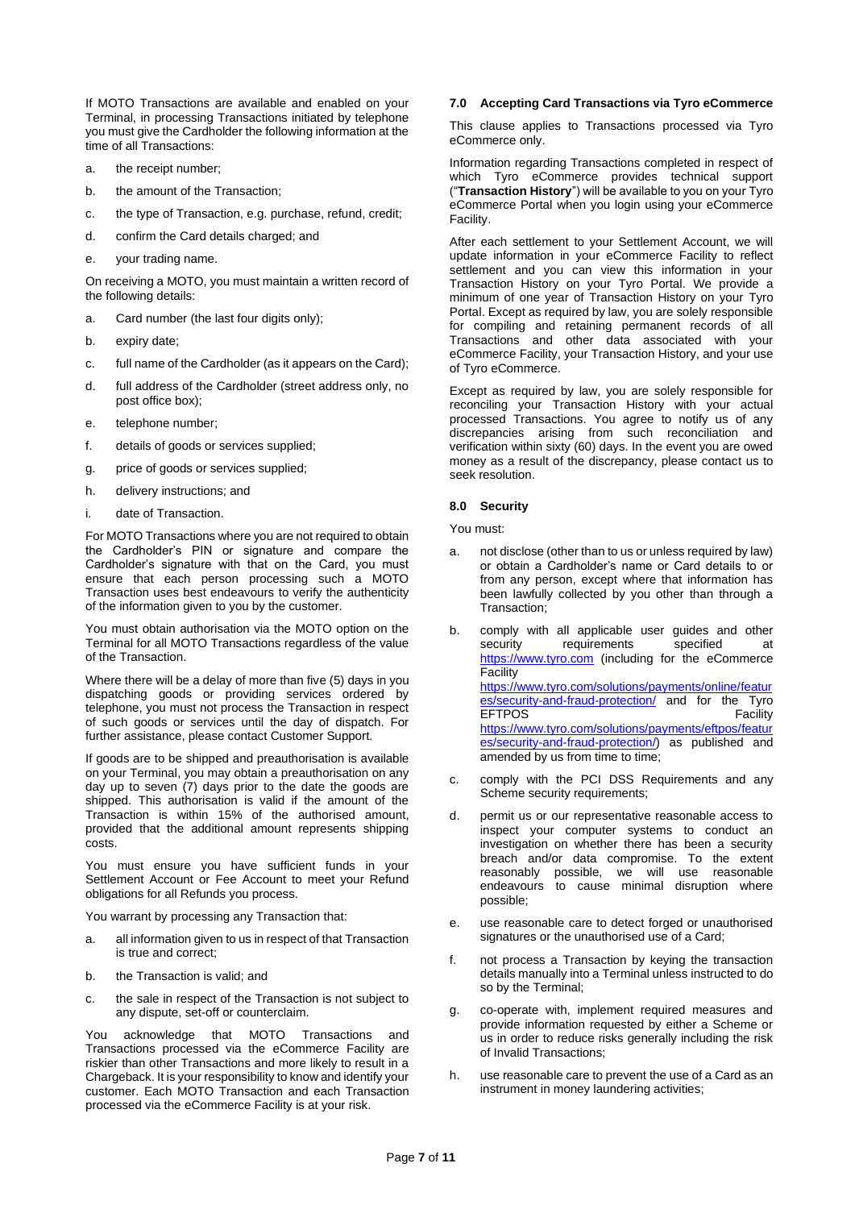If MOTO Transactions are available and enabled on your Terminal, in processing Transactions initiated by telephone you must give the Cardholder the following information at the time of all Transactions:

a. the receipt number;

b. the amount of the Transaction;

c. the type of Transaction, e.g. purchase, refund, credit;

d. confirm the Card details charged; and

e. your trading name.

On receiving a MOTO, you must maintain a written record of the following details:

a. Card number (the last four digits only);

b. expiry date;

c. full name of the Cardholder (as it appears on the Card);

d. full address of the Cardholder (street address only, no post office box);

e. telephone number;

f. details of goods or services supplied;

g. price of goods or services supplied;

h. delivery instructions; and

i. date of Transaction.

For MOTO Transactions where you are not required to obtain the Cardholder's PIN or signature and compare the Cardholder's signature with that on the Card, you must ensure that each person processing such a MOTO Transaction uses best endeavours to verify the authenticity of the information given to you by the customer.

You must obtain authorisation via the MOTO option on the Terminal for all MOTO Transactions regardless of the value of the Transaction.

Where there will be a delay of more than five (5) days in you dispatching goods or providing services ordered by telephone, you must not process the Transaction in respect of such goods or services until the day of dispatch. For further assistance, please contact Customer Support.

If goods are to be shipped and preauthorisation is available on your Terminal, you may obtain a preauthorisation on any day up to seven (7) days prior to the date the goods are shipped. This authorisation is valid if the amount of the Transaction is within 15% of the authorised amount, provided that the additional amount represents shipping costs.

You must ensure you have sufficient funds in your Settlement Account or Fee Account to meet your Refund obligations for all Refunds you process.

You warrant by processing any Transaction that:

a. all information given to us in respect of that Transaction is true and correct;

b. the Transaction is valid; and

c. the sale in respect of the Transaction is not subject to any dispute, set-off or counterclaim.

You acknowledge that MOTO Transactions and Transactions processed via the eCommerce Facility are riskier than other Transactions and more likely to result in a Chargeback. It is your responsibility to know and identify your customer. Each MOTO Transaction and each Transaction processed via the eCommerce Facility is at your risk.

### 7.0 Accepting Card Transactions via Tyro eCommerce

This clause applies to Transactions processed via Tyro eCommerce only.

Information regarding Transactions completed in respect of which Tyro eCommerce provides technical support ("**Transaction History**") will be available to you on your Tyro eCommerce Portal when you login using your eCommerce Facility.

After each settlement to your Settlement Account, we will update information in your eCommerce Facility to reflect settlement and you can view this information in your Transaction History on your Tyro Portal. We provide a minimum of one year of Transaction History on your Tyro Portal. Except as required by law, you are solely responsible for compiling and retaining permanent records of all Transactions and other data associated with your eCommerce Facility, your Transaction History, and your use of Tyro eCommerce.

Except as required by law, you are solely responsible for reconciling your Transaction History with your actual processed Transactions. You agree to notify us of any discrepancies arising from such reconciliation and verification within sixty (60) days. In the event you are owed money as a result of the discrepancy, please contact us to seek resolution.

### 8.0 Security

You must:

a. not disclose (other than to us or unless required by law) or obtain a Cardholder's name or Card details to or from any person, except where that information has been lawfully collected by you other than through a Transaction;

b. comply with all applicable user guides and other security requirements specified at https://www.tyro.com (including for the eCommerce Facility https://www.tyro.com/solutions/payments/online/features/security-and-fraud-protection/ and for the Tyro EFTPOS Facility https://www.tyro.com/solutions/payments/eftpos/features/security-and-fraud-protection/) as published and amended by us from time to time;

c. comply with the PCI DSS Requirements and any Scheme security requirements;

d. permit us or our representative reasonable access to inspect your computer systems to conduct an investigation on whether there has been a security breach and/or data compromise. To the extent reasonably possible, we will use reasonable endeavours to cause minimal disruption where possible;

e. use reasonable care to detect forged or unauthorised signatures or the unauthorised use of a Card;

f. not process a Transaction by keying the transaction details manually into a Terminal unless instructed to do so by the Terminal;

g. co-operate with, implement required measures and provide information requested by either a Scheme or us in order to reduce risks generally including the risk of Invalid Transactions;

h. use reasonable care to prevent the use of a Card as an instrument in money laundering activities;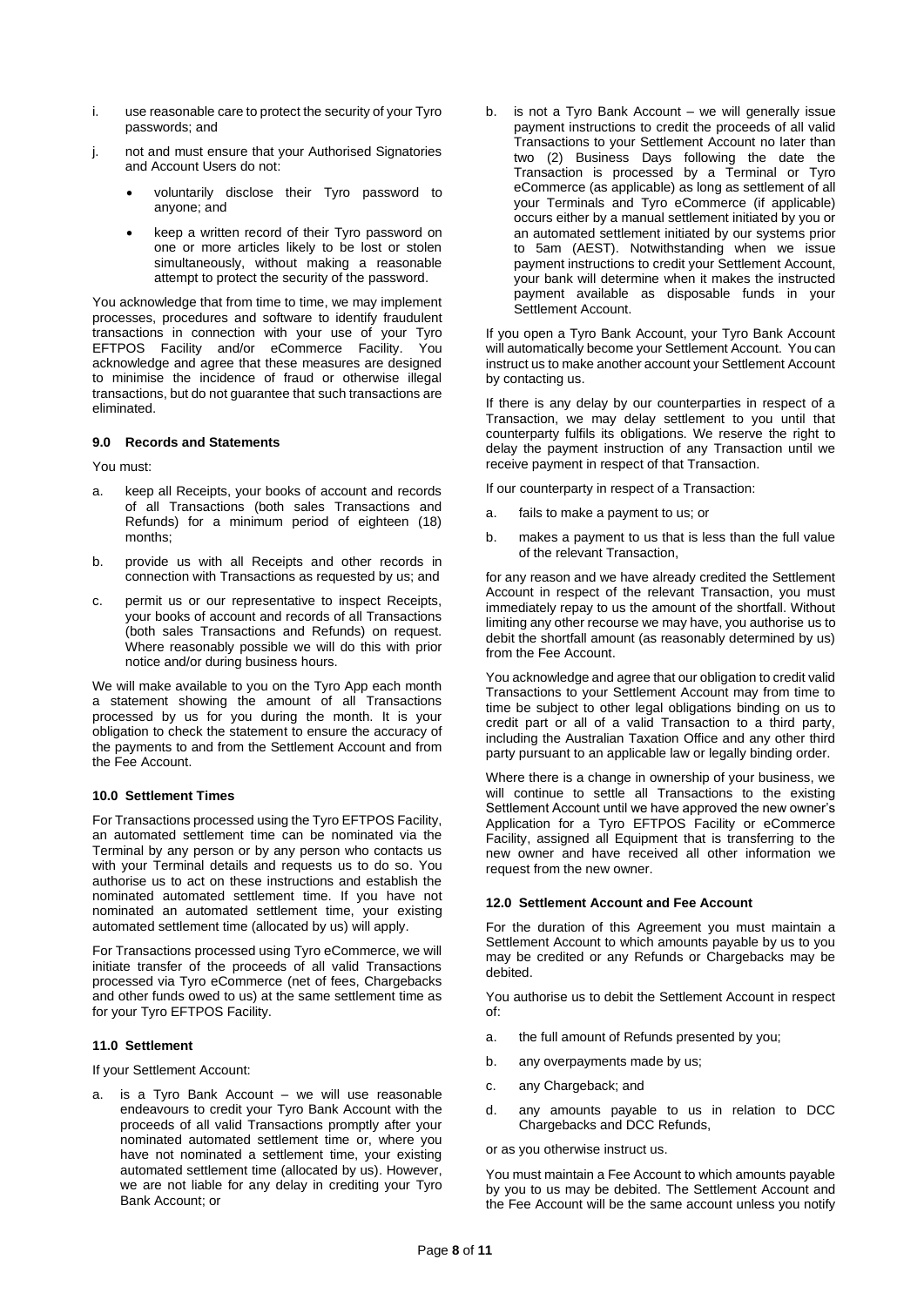i. use reasonable care to protect the security of your Tyro passwords; and

j. not and must ensure that your Authorised Signatories and Account Users do not:

- voluntarily disclose their Tyro password to anyone; and
- keep a written record of their Tyro password on one or more articles likely to be lost or stolen simultaneously, without making a reasonable attempt to protect the security of the password.

You acknowledge that from time to time, we may implement processes, procedures and software to identify fraudulent transactions in connection with your use of your Tyro EFTPOS Facility and/or eCommerce Facility. You acknowledge and agree that these measures are designed to minimise the incidence of fraud or otherwise illegal transactions, but do not guarantee that such transactions are eliminated.

### 9.0 Records and Statements

You must:

a. keep all Receipts, your books of account and records of all Transactions (both sales Transactions and Refunds) for a minimum period of eighteen (18) months;

b. provide us with all Receipts and other records in connection with Transactions as requested by us; and

c. permit us or our representative to inspect Receipts, your books of account and records of all Transactions (both sales Transactions and Refunds) on request. Where reasonably possible we will do this with prior notice and/or during business hours.

We will make available to you on the Tyro App each month a statement showing the amount of all Transactions processed by us for you during the month. It is your obligation to check the statement to ensure the accuracy of the payments to and from the Settlement Account and from the Fee Account.

### 10.0 Settlement Times

For Transactions processed using the Tyro EFTPOS Facility, an automated settlement time can be nominated via the Terminal by any person or by any person who contacts us with your Terminal details and requests us to do so. You authorise us to act on these instructions and establish the nominated automated settlement time. If you have not nominated an automated settlement time, your existing automated settlement time (allocated by us) will apply.

For Transactions processed using Tyro eCommerce, we will initiate transfer of the proceeds of all valid Transactions processed via Tyro eCommerce (net of fees, Chargebacks and other funds owed to us) at the same settlement time as for your Tyro EFTPOS Facility.

### 11.0 Settlement

If your Settlement Account:

a. is a Tyro Bank Account – we will use reasonable endeavours to credit your Tyro Bank Account with the proceeds of all valid Transactions promptly after your nominated automated settlement time or, where you have not nominated a settlement time, your existing automated settlement time (allocated by us). However, we are not liable for any delay in crediting your Tyro Bank Account; or

b. is not a Tyro Bank Account – we will generally issue payment instructions to credit the proceeds of all valid Transactions to your Settlement Account no later than two (2) Business Days following the date the Transaction is processed by a Terminal or Tyro eCommerce (as applicable) as long as settlement of all your Terminals and Tyro eCommerce (if applicable) occurs either by a manual settlement initiated by you or an automated settlement initiated by our systems prior to 5am (AEST). Notwithstanding when we issue payment instructions to credit your Settlement Account, your bank will determine when it makes the instructed payment available as disposable funds in your Settlement Account.

If you open a Tyro Bank Account, your Tyro Bank Account will automatically become your Settlement Account. You can instruct us to make another account your Settlement Account by contacting us.

If there is any delay by our counterparties in respect of a Transaction, we may delay settlement to you until that counterparty fulfils its obligations. We reserve the right to delay the payment instruction of any Transaction until we receive payment in respect of that Transaction.

If our counterparty in respect of a Transaction:

a. fails to make a payment to us; or

b. makes a payment to us that is less than the full value of the relevant Transaction,

for any reason and we have already credited the Settlement Account in respect of the relevant Transaction, you must immediately repay to us the amount of the shortfall. Without limiting any other recourse we may have, you authorise us to debit the shortfall amount (as reasonably determined by us) from the Fee Account.

You acknowledge and agree that our obligation to credit valid Transactions to your Settlement Account may from time to time be subject to other legal obligations binding on us to credit part or all of a valid Transaction to a third party, including the Australian Taxation Office and any other third party pursuant to an applicable law or legally binding order.

Where there is a change in ownership of your business, we will continue to settle all Transactions to the existing Settlement Account until we have approved the new owner's Application for a Tyro EFTPOS Facility or eCommerce Facility, assigned all Equipment that is transferring to the new owner and have received all other information we request from the new owner.

### 12.0 Settlement Account and Fee Account

For the duration of this Agreement you must maintain a Settlement Account to which amounts payable by us to you may be credited or any Refunds or Chargebacks may be debited.

You authorise us to debit the Settlement Account in respect of:

a. the full amount of Refunds presented by you;

b. any overpayments made by us;

c. any Chargeback; and

d. any amounts payable to us in relation to DCC Chargebacks and DCC Refunds,

or as you otherwise instruct us.

You must maintain a Fee Account to which amounts payable by you to us may be debited. The Settlement Account and the Fee Account will be the same account unless you notify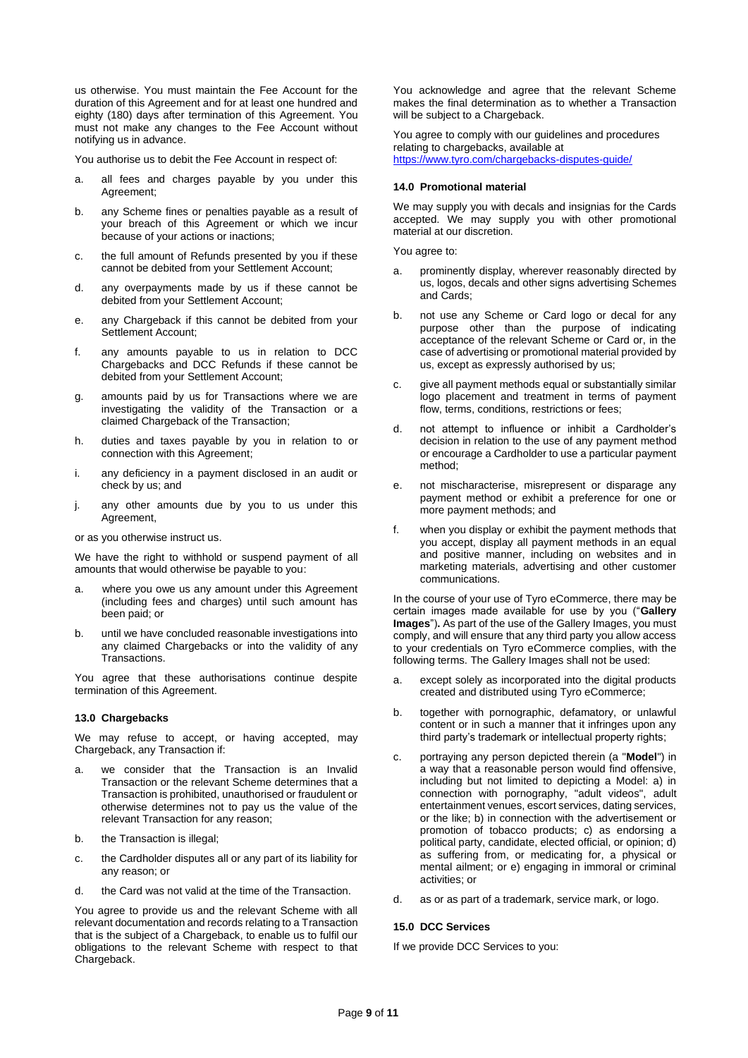us otherwise. You must maintain the Fee Account for the duration of this Agreement and for at least one hundred and eighty (180) days after termination of this Agreement. You must not make any changes to the Fee Account without notifying us in advance.

You authorise us to debit the Fee Account in respect of:

a. all fees and charges payable by you under this Agreement;

b. any Scheme fines or penalties payable as a result of your breach of this Agreement or which we incur because of your actions or inactions;

c. the full amount of Refunds presented by you if these cannot be debited from your Settlement Account;

d. any overpayments made by us if these cannot be debited from your Settlement Account;

e. any Chargeback if this cannot be debited from your Settlement Account;

f. any amounts payable to us in relation to DCC Chargebacks and DCC Refunds if these cannot be debited from your Settlement Account;

g. amounts paid by us for Transactions where we are investigating the validity of the Transaction or a claimed Chargeback of the Transaction;

h. duties and taxes payable by you in relation to or connection with this Agreement;

i. any deficiency in a payment disclosed in an audit or check by us; and

j. any other amounts due by you to us under this Agreement,

or as you otherwise instruct us.

We have the right to withhold or suspend payment of all amounts that would otherwise be payable to you:

a. where you owe us any amount under this Agreement (including fees and charges) until such amount has been paid; or

b. until we have concluded reasonable investigations into any claimed Chargebacks or into the validity of any Transactions.

You agree that these authorisations continue despite termination of this Agreement.

### 13.0 Chargebacks

We may refuse to accept, or having accepted, may Chargeback, any Transaction if:

a. we consider that the Transaction is an Invalid Transaction or the relevant Scheme determines that a Transaction is prohibited, unauthorised or fraudulent or otherwise determines not to pay us the value of the relevant Transaction for any reason;

b. the Transaction is illegal;

c. the Cardholder disputes all or any part of its liability for any reason; or

d. the Card was not valid at the time of the Transaction.

You agree to provide us and the relevant Scheme with all relevant documentation and records relating to a Transaction that is the subject of a Chargeback, to enable us to fulfil our obligations to the relevant Scheme with respect to that Chargeback.

You acknowledge and agree that the relevant Scheme makes the final determination as to whether a Transaction will be subject to a Chargeback.

You agree to comply with our guidelines and procedures relating to chargebacks, available at https://www.tyro.com/chargebacks-disputes-guide/

### 14.0 Promotional material

We may supply you with decals and insignias for the Cards accepted. We may supply you with other promotional material at our discretion.

You agree to:

a. prominently display, wherever reasonably directed by us, logos, decals and other signs advertising Schemes and Cards;

b. not use any Scheme or Card logo or decal for any purpose other than the purpose of indicating acceptance of the relevant Scheme or Card or, in the case of advertising or promotional material provided by us, except as expressly authorised by us;

c. give all payment methods equal or substantially similar logo placement and treatment in terms of payment flow, terms, conditions, restrictions or fees;

d. not attempt to influence or inhibit a Cardholder's decision in relation to the use of any payment method or encourage a Cardholder to use a particular payment method;

e. not mischaracterise, misrepresent or disparage any payment method or exhibit a preference for one or more payment methods; and

f. when you display or exhibit the payment methods that you accept, display all payment methods in an equal and positive manner, including on websites and in marketing materials, advertising and other customer communications.

In the course of your use of Tyro eCommerce, there may be certain images made available for use by you ("**Gallery Images**"). As part of the use of the Gallery Images, you must comply, and will ensure that any third party you allow access to your credentials on Tyro eCommerce complies, with the following terms. The Gallery Images shall not be used:

a. except solely as incorporated into the digital products created and distributed using Tyro eCommerce;

b. together with pornographic, defamatory, or unlawful content or in such a manner that it infringes upon any third party's trademark or intellectual property rights;

c. portraying any person depicted therein (a "**Model**") in a way that a reasonable person would find offensive, including but not limited to depicting a Model: a) in connection with pornography, "adult videos", adult entertainment venues, escort services, dating services, or the like; b) in connection with the advertisement or promotion of tobacco products; c) as endorsing a political party, candidate, elected official, or opinion; d) as suffering from, or medicating for, a physical or mental ailment; or e) engaging in immoral or criminal activities; or

d. as or as part of a trademark, service mark, or logo.

### 15.0 DCC Services

If we provide DCC Services to you: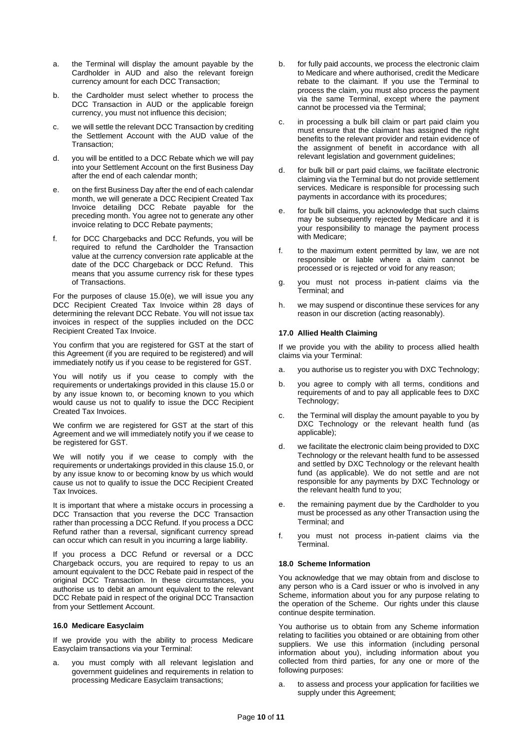a. the Terminal will display the amount payable by the Cardholder in AUD and also the relevant foreign currency amount for each DCC Transaction;

b. the Cardholder must select whether to process the DCC Transaction in AUD or the applicable foreign currency, you must not influence this decision;

c. we will settle the relevant DCC Transaction by crediting the Settlement Account with the AUD value of the Transaction;

d. you will be entitled to a DCC Rebate which we will pay into your Settlement Account on the first Business Day after the end of each calendar month;

e. on the first Business Day after the end of each calendar month, we will generate a DCC Recipient Created Tax Invoice detailing DCC Rebate payable for the preceding month. You agree not to generate any other invoice relating to DCC Rebate payments;

f. for DCC Chargebacks and DCC Refunds, you will be required to refund the Cardholder the Transaction value at the currency conversion rate applicable at the date of the DCC Chargeback or DCC Refund. This means that you assume currency risk for these types of Transactions.

For the purposes of clause 15.0(e), we will issue you any DCC Recipient Created Tax Invoice within 28 days of determining the relevant DCC Rebate. You will not issue tax invoices in respect of the supplies included on the DCC Recipient Created Tax Invoice.

You confirm that you are registered for GST at the start of this Agreement (if you are required to be registered) and will immediately notify us if you cease to be registered for GST.

You will notify us if you cease to comply with the requirements or undertakings provided in this clause 15.0 or by any issue known to, or becoming known to you which would cause us not to qualify to issue the DCC Recipient Created Tax Invoices.

We confirm we are registered for GST at the start of this Agreement and we will immediately notify you if we cease to be registered for GST.

We will notify you if we cease to comply with the requirements or undertakings provided in this clause 15.0, or by any issue know to or becoming know by us which would cause us not to qualify to issue the DCC Recipient Created Tax Invoices.

It is important that where a mistake occurs in processing a DCC Transaction that you reverse the DCC Transaction rather than processing a DCC Refund. If you process a DCC Refund rather than a reversal, significant currency spread can occur which can result in you incurring a large liability.

If you process a DCC Refund or reversal or a DCC Chargeback occurs, you are required to repay to us an amount equivalent to the DCC Rebate paid in respect of the original DCC Transaction. In these circumstances, you authorise us to debit an amount equivalent to the relevant DCC Rebate paid in respect of the original DCC Transaction from your Settlement Account.

### 16.0 Medicare Easyclaim

If we provide you with the ability to process Medicare Easyclaim transactions via your Terminal:

a. you must comply with all relevant legislation and government guidelines and requirements in relation to processing Medicare Easyclaim transactions;

b. for fully paid accounts, we process the electronic claim to Medicare and where authorised, credit the Medicare rebate to the claimant. If you use the Terminal to process the claim, you must also process the payment via the same Terminal, except where the payment cannot be processed via the Terminal;

c. in processing a bulk bill claim or part paid claim you must ensure that the claimant has assigned the right benefits to the relevant provider and retain evidence of the assignment of benefit in accordance with all relevant legislation and government guidelines;

d. for bulk bill or part paid claims, we facilitate electronic claiming via the Terminal but do not provide settlement services. Medicare is responsible for processing such payments in accordance with its procedures;

e. for bulk bill claims, you acknowledge that such claims may be subsequently rejected by Medicare and it is your responsibility to manage the payment process with Medicare;

f. to the maximum extent permitted by law, we are not responsible or liable where a claim cannot be processed or is rejected or void for any reason;

g. you must not process in-patient claims via the Terminal; and

h. we may suspend or discontinue these services for any reason in our discretion (acting reasonably).

### 17.0 Allied Health Claiming

If we provide you with the ability to process allied health claims via your Terminal:

a. you authorise us to register you with DXC Technology;

b. you agree to comply with all terms, conditions and requirements of and to pay all applicable fees to DXC Technology;

c. the Terminal will display the amount payable to you by DXC Technology or the relevant health fund (as applicable);

d. we facilitate the electronic claim being provided to DXC Technology or the relevant health fund to be assessed and settled by DXC Technology or the relevant health fund (as applicable). We do not settle and are not responsible for any payments by DXC Technology or the relevant health fund to you;

e. the remaining payment due by the Cardholder to you must be processed as any other Transaction using the Terminal; and

f. you must not process in-patient claims via the Terminal.

### 18.0 Scheme Information

You acknowledge that we may obtain from and disclose to any person who is a Card issuer or who is involved in any Scheme, information about you for any purpose relating to the operation of the Scheme. Our rights under this clause continue despite termination.

You authorise us to obtain from any Scheme information relating to facilities you obtained or are obtaining from other suppliers. We use this information (including personal information about you), including information about you collected from third parties, for any one or more of the following purposes:

a. to assess and process your application for facilities we supply under this Agreement;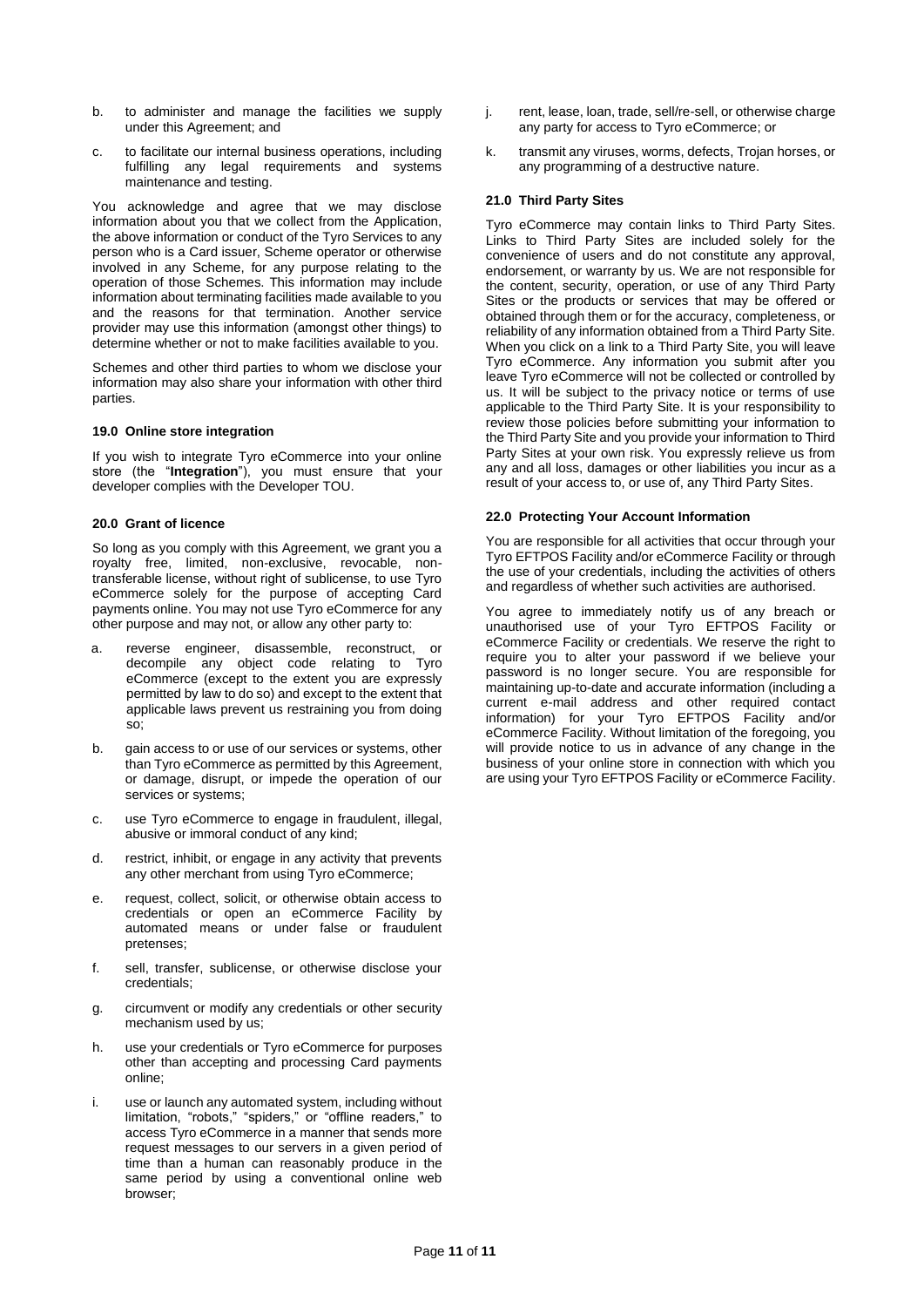b. to administer and manage the facilities we supply under this Agreement; and

c. to facilitate our internal business operations, including fulfilling any legal requirements and systems maintenance and testing.

You acknowledge and agree that we may disclose information about you that we collect from the Application, the above information or conduct of the Tyro Services to any person who is a Card issuer, Scheme operator or otherwise involved in any Scheme, for any purpose relating to the operation of those Schemes. This information may include information about terminating facilities made available to you and the reasons for that termination. Another service provider may use this information (amongst other things) to determine whether or not to make facilities available to you.

Schemes and other third parties to whom we disclose your information may also share your information with other third parties.

### 19.0 Online store integration

If you wish to integrate Tyro eCommerce into your online store (the "**Integration**"), you must ensure that your developer complies with the Developer TOU.

### 20.0 Grant of licence

So long as you comply with this Agreement, we grant you a royalty free, limited, non-exclusive, revocable, non-transferable license, without right of sublicense, to use Tyro eCommerce solely for the purpose of accepting Card payments online. You may not use Tyro eCommerce for any other purpose and may not, or allow any other party to:

a. reverse engineer, disassemble, reconstruct, or decompile any object code relating to Tyro eCommerce (except to the extent you are expressly permitted by law to do so) and except to the extent that applicable laws prevent us restraining you from doing so;

b. gain access to or use of our services or systems, other than Tyro eCommerce as permitted by this Agreement, or damage, disrupt, or impede the operation of our services or systems;

c. use Tyro eCommerce to engage in fraudulent, illegal, abusive or immoral conduct of any kind;

d. restrict, inhibit, or engage in any activity that prevents any other merchant from using Tyro eCommerce;

e. request, collect, solicit, or otherwise obtain access to credentials or open an eCommerce Facility by automated means or under false or fraudulent pretenses;

f. sell, transfer, sublicense, or otherwise disclose your credentials;

g. circumvent or modify any credentials or other security mechanism used by us;

h. use your credentials or Tyro eCommerce for purposes other than accepting and processing Card payments online;

i. use or launch any automated system, including without limitation, "robots," "spiders," or "offline readers," to access Tyro eCommerce in a manner that sends more request messages to our servers in a given period of time than a human can reasonably produce in the same period by using a conventional online web browser;

j. rent, lease, loan, trade, sell/re-sell, or otherwise charge any party for access to Tyro eCommerce; or

k. transmit any viruses, worms, defects, Trojan horses, or any programming of a destructive nature.

### 21.0 Third Party Sites

Tyro eCommerce may contain links to Third Party Sites. Links to Third Party Sites are included solely for the convenience of users and do not constitute any approval, endorsement, or warranty by us. We are not responsible for the content, security, operation, or use of any Third Party Sites or the products or services that may be offered or obtained through them or for the accuracy, completeness, or reliability of any information obtained from a Third Party Site. When you click on a link to a Third Party Site, you will leave Tyro eCommerce. Any information you submit after you leave Tyro eCommerce will not be collected or controlled by us. It will be subject to the privacy notice or terms of use applicable to the Third Party Site. It is your responsibility to review those policies before submitting your information to the Third Party Site and you provide your information to Third Party Sites at your own risk. You expressly relieve us from any and all loss, damages or other liabilities you incur as a result of your access to, or use of, any Third Party Sites.

### 22.0 Protecting Your Account Information

You are responsible for all activities that occur through your Tyro EFTPOS Facility and/or eCommerce Facility or through the use of your credentials, including the activities of others and regardless of whether such activities are authorised.

You agree to immediately notify us of any breach or unauthorised use of your Tyro EFTPOS Facility or eCommerce Facility or credentials. We reserve the right to require you to alter your password if we believe your password is no longer secure. You are responsible for maintaining up-to-date and accurate information (including a current e-mail address and other required contact information) for your Tyro EFTPOS Facility and/or eCommerce Facility. Without limitation of the foregoing, you will provide notice to us in advance of any change in the business of your online store in connection with which you are using your Tyro EFTPOS Facility or eCommerce Facility.